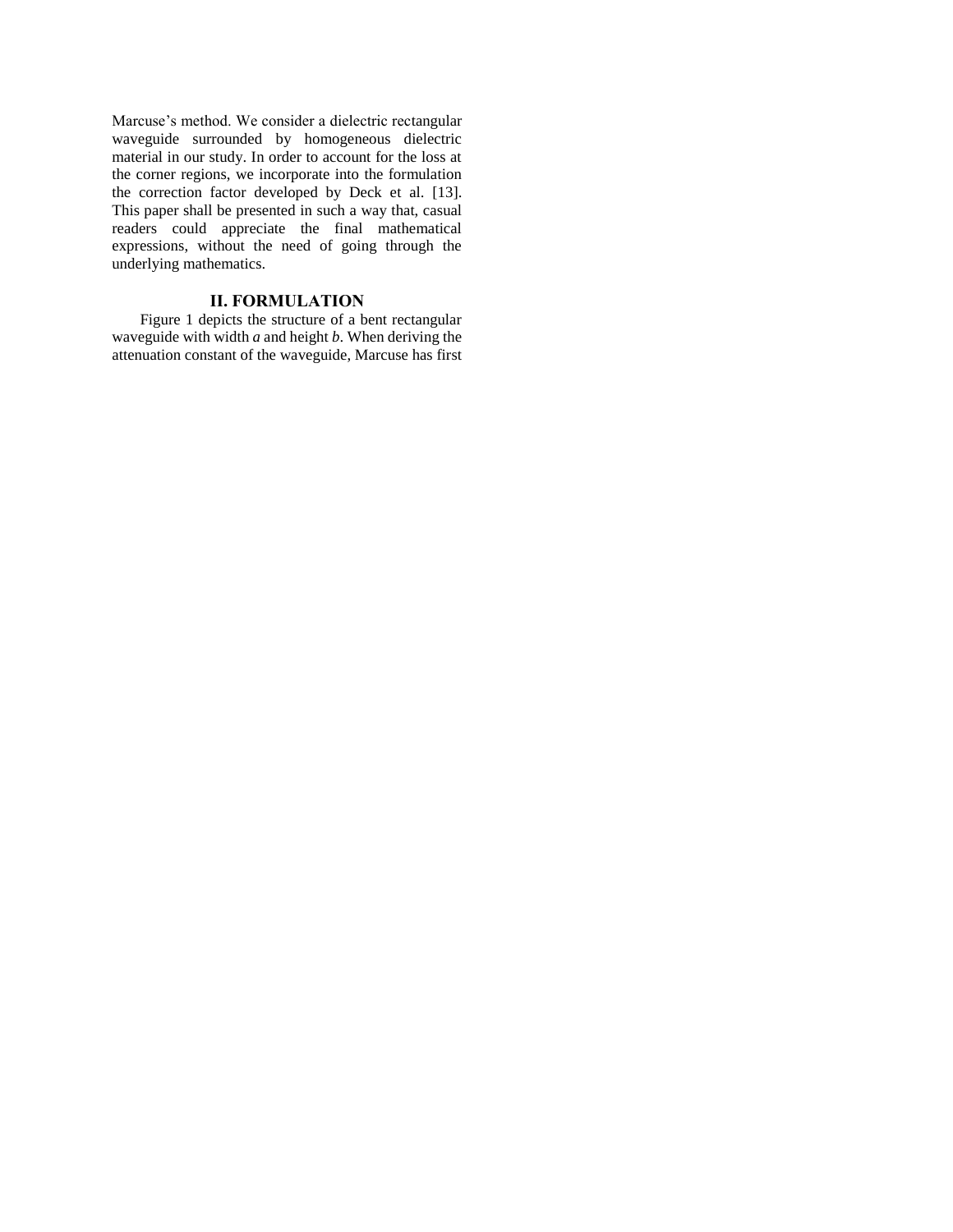Marcuse's method. We consider a dielectric rectangular waveguide surrounded by homogeneous dielectric material in our study. In order to account for the loss at the corner regions, we incorporate into the formulation the correction factor developed by Deck et al. [13]. This paper shall be presented in such a way that, casual readers could appreciate the final mathematical expressions, without the need of going through the underlying mathematics.

## II. FORMULATION

Figure 1 depicts the structure of a bent rectangular waveguide with width *a* and height *b*. When deriving the attenuation constant of the waveguide, Marcuse has first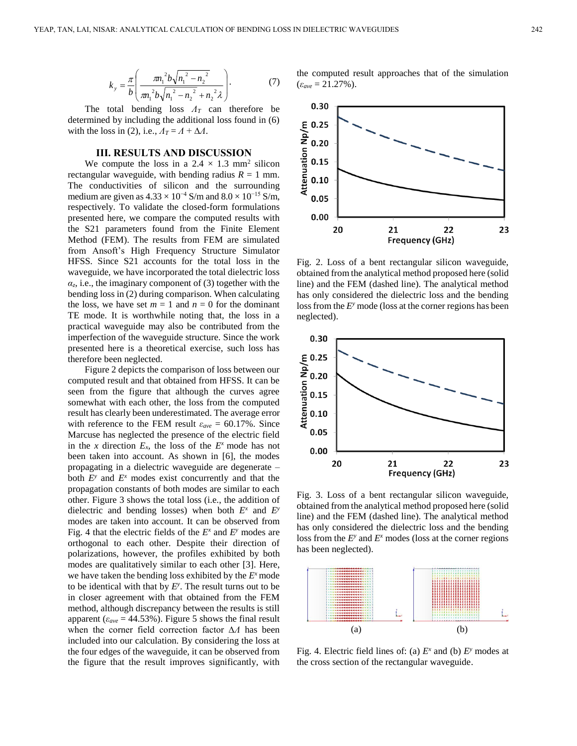$$k_y = \frac{\pi}{b}\left(\frac{\pi n_1^{\,2} b\sqrt{n_1^{\,2}-n_2^{\,2}}}{\pi n_1^{\,2} b\sqrt{n_1^{\,2}-n_2^{\,2}}+n_2^{\,2}\lambda}\right). \tag{7}$$

The total bending loss $\Lambda_T$ can therefore be determined by including the additional loss found in (6) with the loss in (2), i.e., $\Lambda_T = \Lambda + \Delta\Lambda$.

## III. RESULTS AND DISCUSSION

We compute the loss in a $2.4 \times 1.3$ mm$^2$ silicon rectangular waveguide, with bending radius $R = 1$ mm. The conductivities of silicon and the surrounding medium are given as $4.33 \times 10^{-4}$ S/m and $8.0 \times 10^{-15}$ S/m, respectively. To validate the closed-form formulations presented here, we compare the computed results with the S21 parameters found from the Finite Element Method (FEM). The results from FEM are simulated from Ansoft's High Frequency Structure Simulator HFSS. Since S21 accounts for the total loss in the waveguide, we have incorporated the total dielectric loss $\alpha_z$, i.e., the imaginary component of (3) together with the bending loss in (2) during comparison. When calculating the loss, we have set $m = 1$ and $n = 0$ for the dominant TE mode. It is worthwhile noting that, the loss in a practical waveguide may also be contributed from the imperfection of the waveguide structure. Since the work presented here is a theoretical exercise, such loss has therefore been neglected.

Figure 2 depicts the comparison of loss between our computed result and that obtained from HFSS. It can be seen from the figure that although the curves agree somewhat with each other, the loss from the computed result has clearly been underestimated. The average error with reference to the FEM result $\varepsilon_{ave} = 60.17\%$. Since Marcuse has neglected the presence of the electric field in the $x$ direction $E_x$, the loss of the $E^x$ mode has not been taken into account. As shown in [6], the modes propagating in a dielectric waveguide are degenerate – both $E^y$ and $E^x$ modes exist concurrently and that the propagation constants of both modes are similar to each other. Figure 3 shows the total loss (i.e., the addition of dielectric and bending losses) when both $E^x$ and $E^y$ modes are taken into account. It can be observed from Fig. 4 that the electric fields of the $E^x$ and $E^y$ modes are orthogonal to each other. Despite their direction of polarizations, however, the profiles exhibited by both modes are qualitatively similar to each other [3]. Here, we have taken the bending loss exhibited by the $E^x$ mode to be identical with that by $E^y$. The result turns out to be in closer agreement with that obtained from the FEM method, although discrepancy between the results is still apparent ($\varepsilon_{ave} = 44.53\%$). Figure 5 shows the final result when the corner field correction factor $\Delta\Lambda$ has been included into our calculation. By considering the loss at the four edges of the waveguide, it can be observed from the figure that the result improves significantly, with the computed result approaches that of the simulation ($\varepsilon_{ave} = 21.27\%$).

Fig. 2. Loss of a bent rectangular silicon waveguide, obtained from the analytical method proposed here (solid line) and the FEM (dashed line). The analytical method has only considered the dielectric loss and the bending loss from the $E^y$ mode (loss at the corner regions has been neglected).

Fig. 3. Loss of a bent rectangular silicon waveguide, obtained from the analytical method proposed here (solid line) and the FEM (dashed line). The analytical method has only considered the dielectric loss and the bending loss from the $E^y$ and $E^x$ modes (loss at the corner regions has been neglected).

Fig. 4. Electric field lines of: (a) $E^x$ and (b) $E^y$ modes at the cross section of the rectangular waveguide.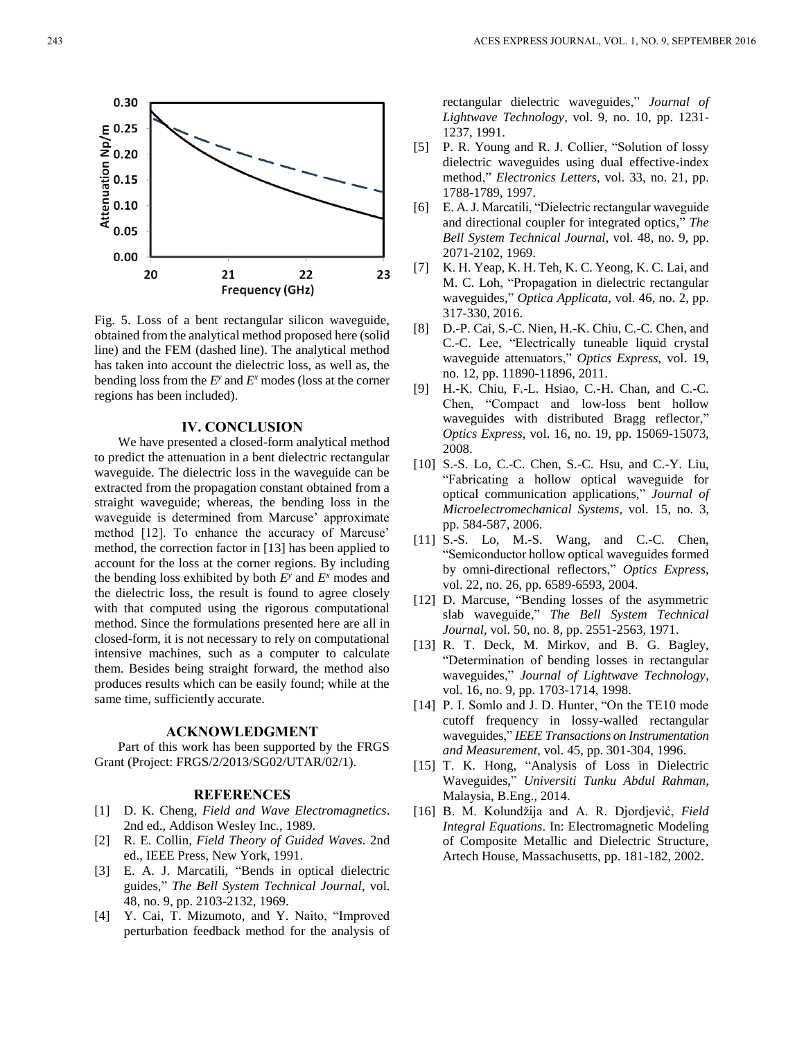0.30
0.25
0.20
0.15
0.10
0.05
0.00
Attenuation Np/m
20
21
22
23
Frequency (GHz)

Fig. 5. Loss of a bent rectangular silicon waveguide, obtained from the analytical method proposed here (solid line) and the FEM (dashed line). The analytical method has taken into account the dielectric loss, as well as, the bending loss from the $E^y$ and $E^x$ modes (loss at the corner regions has been included).

## IV. CONCLUSION

We have presented a closed-form analytical method to predict the attenuation in a bent dielectric rectangular waveguide. The dielectric loss in the waveguide can be extracted from the propagation constant obtained from a straight waveguide; whereas, the bending loss in the waveguide is determined from Marcuse' approximate method [12]. To enhance the accuracy of Marcuse' method, the correction factor in [13] has been applied to account for the loss at the corner regions. By including the bending loss exhibited by both $E^y$ and $E^x$ modes and the dielectric loss, the result is found to agree closely with that computed using the rigorous computational method. Since the formulations presented here are all in closed-form, it is not necessary to rely on computational intensive machines, such as a computer to calculate them. Besides being straight forward, the method also produces results which can be easily found; while at the same time, sufficiently accurate.

## ACKNOWLEDGMENT

Part of this work has been supported by the FRGS Grant (Project: FRGS/2/2013/SG02/UTAR/02/1).

## REFERENCES

[1] D. K. Cheng, *Field and Wave Electromagnetics*. 2nd ed., Addison Wesley Inc., 1989.

[2] R. E. Collin, *Field Theory of Guided Waves*. 2nd ed., IEEE Press, New York, 1991.

[3] E. A. J. Marcatili, "Bends in optical dielectric guides," *The Bell System Technical Journal*, vol. 48, no. 9, pp. 2103-2132, 1969.

[4] Y. Cai, T. Mizumoto, and Y. Naito, "Improved perturbation feedback method for the analysis of rectangular dielectric waveguides," *Journal of Lightwave Technology*, vol. 9, no. 10, pp. 1231-1237, 1991.

[5] P. R. Young and R. J. Collier, "Solution of lossy dielectric waveguides using dual effective-index method," *Electronics Letters*, vol. 33, no. 21, pp. 1788-1789, 1997.

[6] E. A. J. Marcatili, "Dielectric rectangular waveguide and directional coupler for integrated optics," *The Bell System Technical Journal*, vol. 48, no. 9, pp. 2071-2102, 1969.

[7] K. H. Yeap, K. H. Teh, K. C. Yeong, K. C. Lai, and M. C. Loh, "Propagation in dielectric rectangular waveguides," *Optica Applicata*, vol. 46, no. 2, pp. 317-330, 2016.

[8] D.-P. Cai, S.-C. Nien, H.-K. Chiu, C.-C. Chen, and C.-C. Lee, "Electrically tuneable liquid crystal waveguide attenuators," *Optics Express*, vol. 19, no. 12, pp. 11890-11896, 2011.

[9] H.-K. Chiu, F.-L. Hsiao, C.-H. Chan, and C.-C. Chen, "Compact and low-loss bent hollow waveguides with distributed Bragg reflector," *Optics Express*, vol. 16, no. 19, pp. 15069-15073, 2008.

[10] S.-S. Lo, C.-C. Chen, S.-C. Hsu, and C.-Y. Liu, "Fabricating a hollow optical waveguide for optical communication applications," *Journal of Microelectromechanical Systems*, vol. 15, no. 3, pp. 584-587, 2006.

[11] S.-S. Lo, M.-S. Wang, and C.-C. Chen, "Semiconductor hollow optical waveguides formed by omni-directional reflectors," *Optics Express*, vol. 22, no. 26, pp. 6589-6593, 2004.

[12] D. Marcuse, "Bending losses of the asymmetric slab waveguide," *The Bell System Technical Journal*, vol. 50, no. 8, pp. 2551-2563, 1971.

[13] R. T. Deck, M. Mirkov, and B. G. Bagley, "Determination of bending losses in rectangular waveguides," *Journal of Lightwave Technology*, vol. 16, no. 9, pp. 1703-1714, 1998.

[14] P. I. Somlo and J. D. Hunter, "On the TE10 mode cutoff frequency in lossy-walled rectangular waveguides," *IEEE Transactions on Instrumentation and Measurement*, vol. 45, pp. 301-304, 1996.

[15] T. K. Hong, "Analysis of Loss in Dielectric Waveguides," *Universiti Tunku Abdul Rahman*, Malaysia, B.Eng., 2014.

[16] B. M. Kolundžija and A. R. Djordjević, *Field Integral Equations*. In: Electromagnetic Modeling of Composite Metallic and Dielectric Structure, Artech House, Massachusetts, pp. 181-182, 2002.